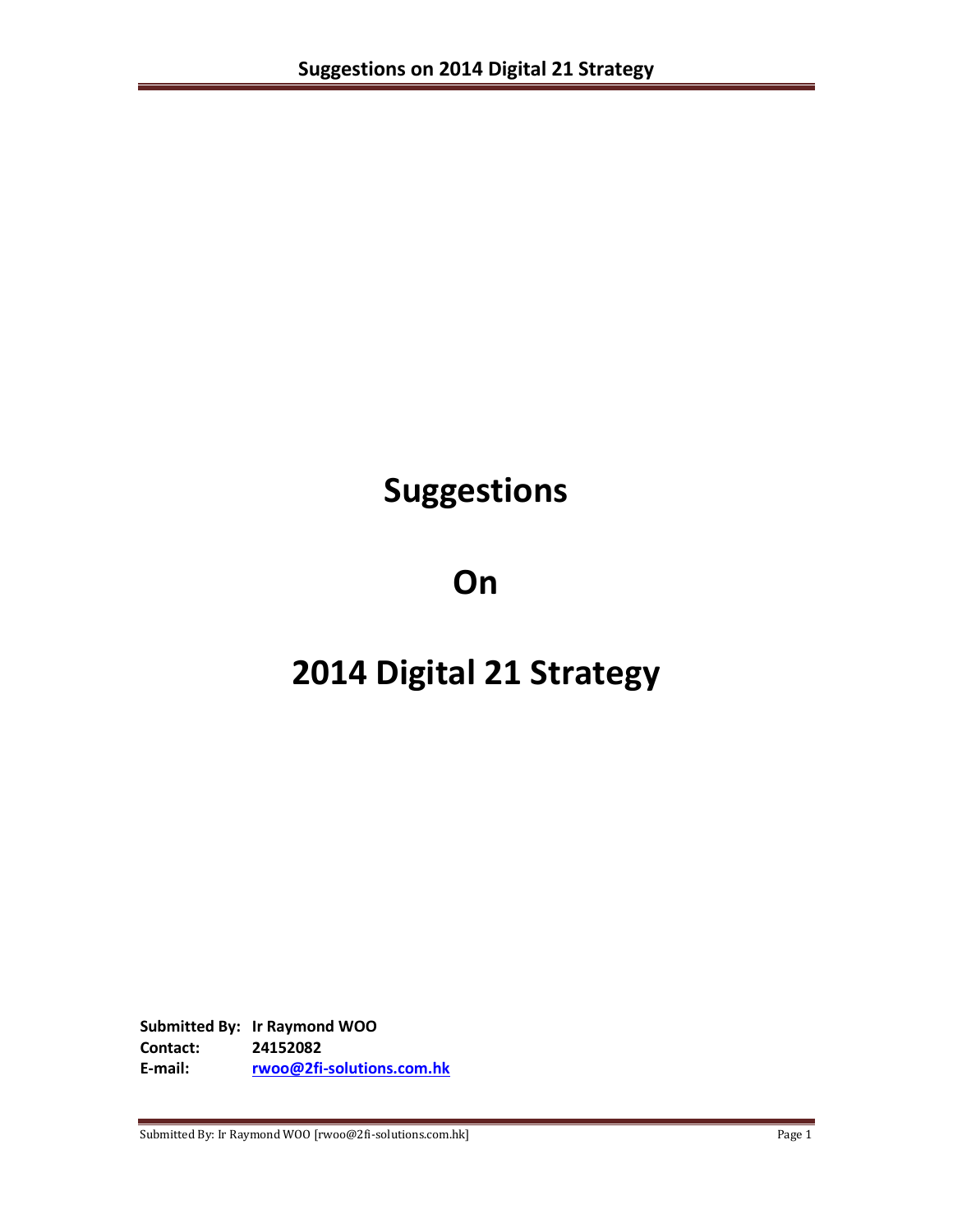# Suggestions

# On

# 2014 Digital 21 Strategy

**Submitted By:** **Ir Raymond WOO**
**Contact:** **24152082**
**E-mail:** **rwoo@2fi-solutions.com.hk**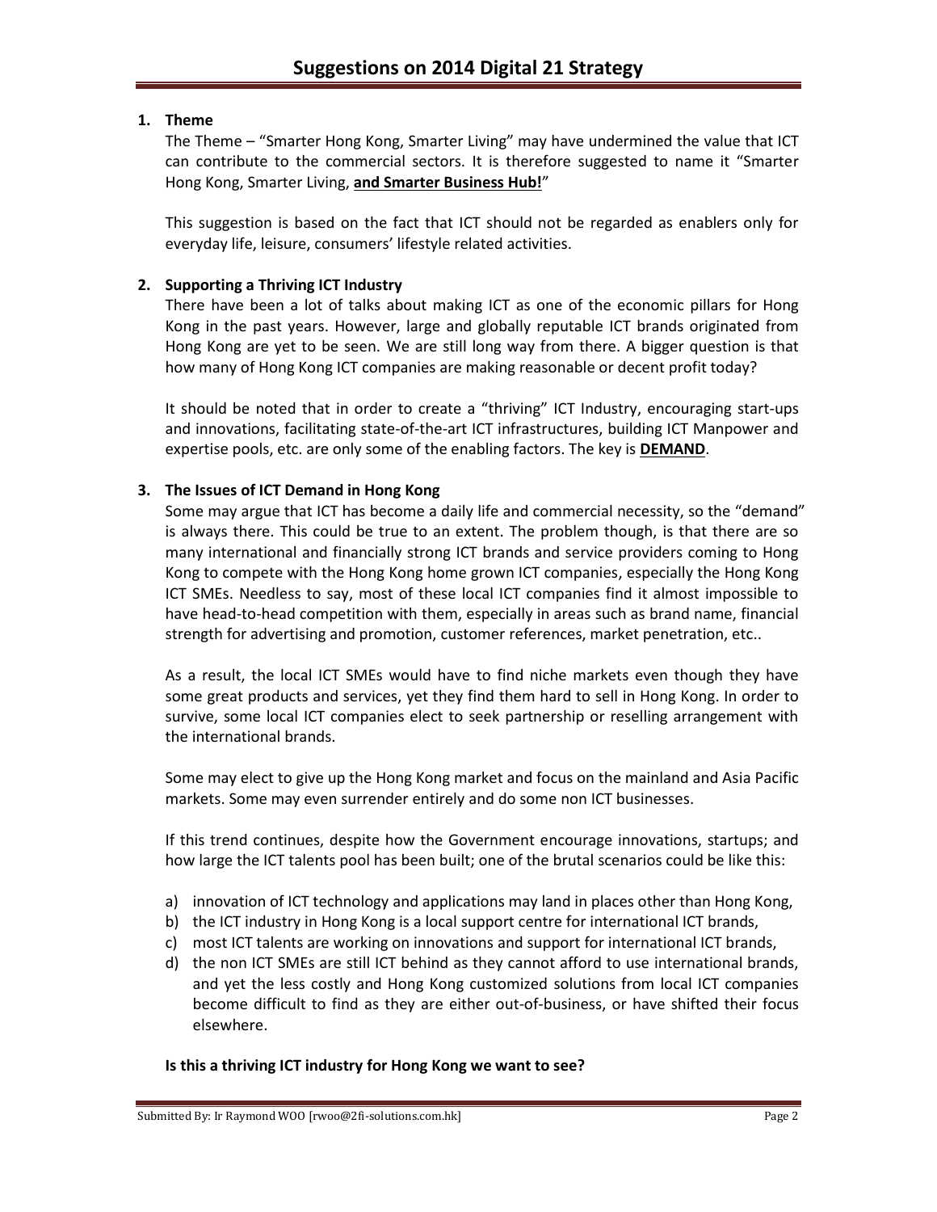# Suggestions on 2014 Digital 21 Strategy

## 1. Theme

The Theme – "Smarter Hong Kong, Smarter Living" may have undermined the value that ICT can contribute to the commercial sectors. It is therefore suggested to name it "Smarter Hong Kong, Smarter Living, **and Smarter Business Hub!**"

This suggestion is based on the fact that ICT should not be regarded as enablers only for everyday life, leisure, consumers' lifestyle related activities.

## 2. Supporting a Thriving ICT Industry

There have been a lot of talks about making ICT as one of the economic pillars for Hong Kong in the past years. However, large and globally reputable ICT brands originated from Hong Kong are yet to be seen. We are still long way from there. A bigger question is that how many of Hong Kong ICT companies are making reasonable or decent profit today?

It should be noted that in order to create a "thriving" ICT Industry, encouraging start-ups and innovations, facilitating state-of-the-art ICT infrastructures, building ICT Manpower and expertise pools, etc. are only some of the enabling factors. The key is **DEMAND**.

## 3. The Issues of ICT Demand in Hong Kong

Some may argue that ICT has become a daily life and commercial necessity, so the "demand" is always there. This could be true to an extent. The problem though, is that there are so many international and financially strong ICT brands and service providers coming to Hong Kong to compete with the Hong Kong home grown ICT companies, especially the Hong Kong ICT SMEs. Needless to say, most of these local ICT companies find it almost impossible to have head-to-head competition with them, especially in areas such as brand name, financial strength for advertising and promotion, customer references, market penetration, etc..

As a result, the local ICT SMEs would have to find niche markets even though they have some great products and services, yet they find them hard to sell in Hong Kong. In order to survive, some local ICT companies elect to seek partnership or reselling arrangement with the international brands.

Some may elect to give up the Hong Kong market and focus on the mainland and Asia Pacific markets. Some may even surrender entirely and do some non ICT businesses.

If this trend continues, despite how the Government encourage innovations, startups; and how large the ICT talents pool has been built; one of the brutal scenarios could be like this:

a) innovation of ICT technology and applications may land in places other than Hong Kong,
b) the ICT industry in Hong Kong is a local support centre for international ICT brands,
c) most ICT talents are working on innovations and support for international ICT brands,
d) the non ICT SMEs are still ICT behind as they cannot afford to use international brands, and yet the less costly and Hong Kong customized solutions from local ICT companies become difficult to find as they are either out-of-business, or have shifted their focus elsewhere.

**Is this a thriving ICT industry for Hong Kong we want to see?**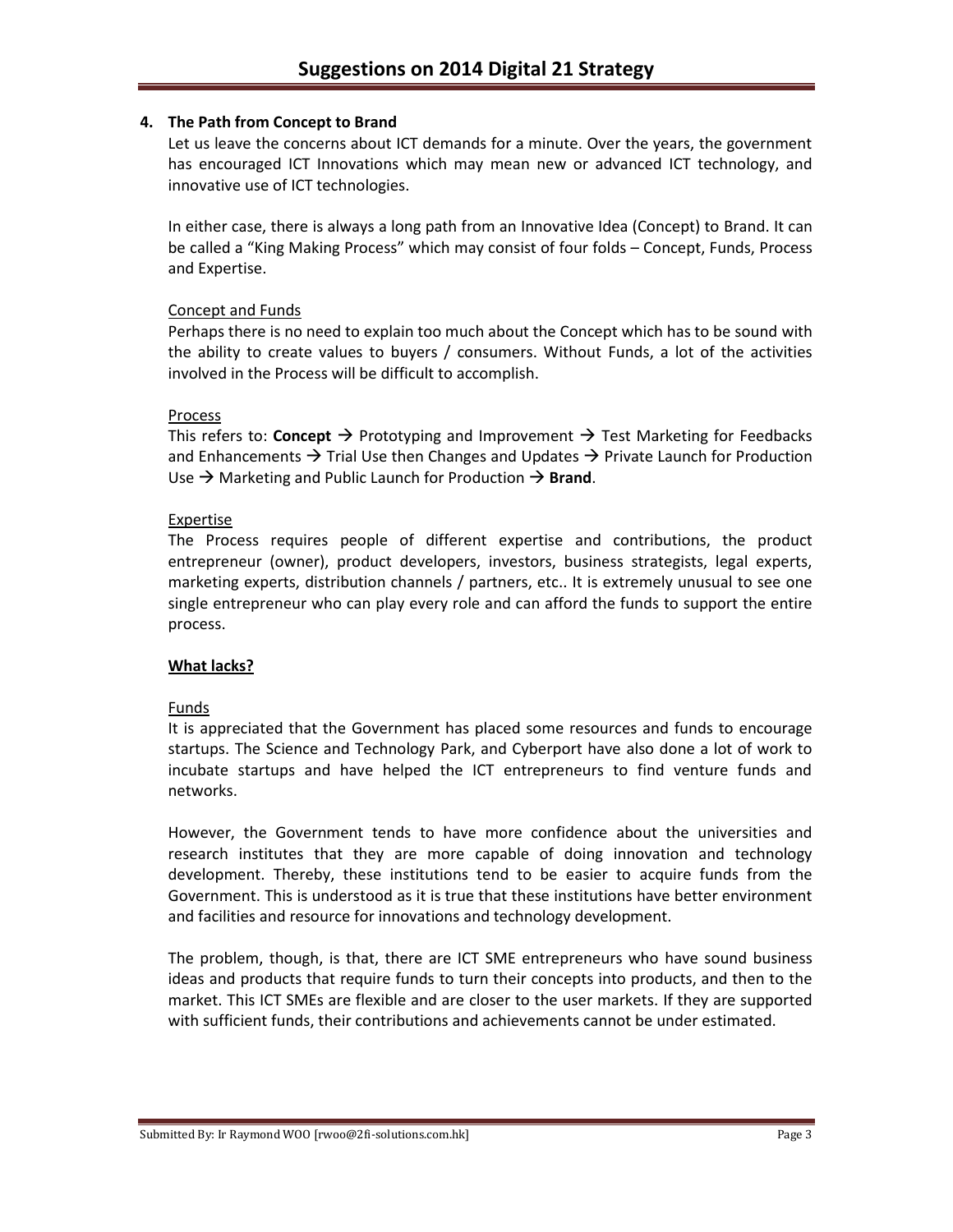## 4. The Path from Concept to Brand

Let us leave the concerns about ICT demands for a minute. Over the years, the government has encouraged ICT Innovations which may mean new or advanced ICT technology, and innovative use of ICT technologies.

In either case, there is always a long path from an Innovative Idea (Concept) to Brand. It can be called a "King Making Process" which may consist of four folds – Concept, Funds, Process and Expertise.

Concept and Funds

Perhaps there is no need to explain too much about the Concept which has to be sound with the ability to create values to buyers / consumers. Without Funds, a lot of the activities involved in the Process will be difficult to accomplish.

Process

This refers to: **Concept** → Prototyping and Improvement → Test Marketing for Feedbacks and Enhancements → Trial Use then Changes and Updates → Private Launch for Production Use → Marketing and Public Launch for Production → **Brand**.

Expertise

The Process requires people of different expertise and contributions, the product entrepreneur (owner), product developers, investors, business strategists, legal experts, marketing experts, distribution channels / partners, etc.. It is extremely unusual to see one single entrepreneur who can play every role and can afford the funds to support the entire process.

**What lacks?**

Funds

It is appreciated that the Government has placed some resources and funds to encourage startups. The Science and Technology Park, and Cyberport have also done a lot of work to incubate startups and have helped the ICT entrepreneurs to find venture funds and networks.

However, the Government tends to have more confidence about the universities and research institutes that they are more capable of doing innovation and technology development. Thereby, these institutions tend to be easier to acquire funds from the Government. This is understood as it is true that these institutions have better environment and facilities and resource for innovations and technology development.

The problem, though, is that, there are ICT SME entrepreneurs who have sound business ideas and products that require funds to turn their concepts into products, and then to the market. This ICT SMEs are flexible and are closer to the user markets. If they are supported with sufficient funds, their contributions and achievements cannot be under estimated.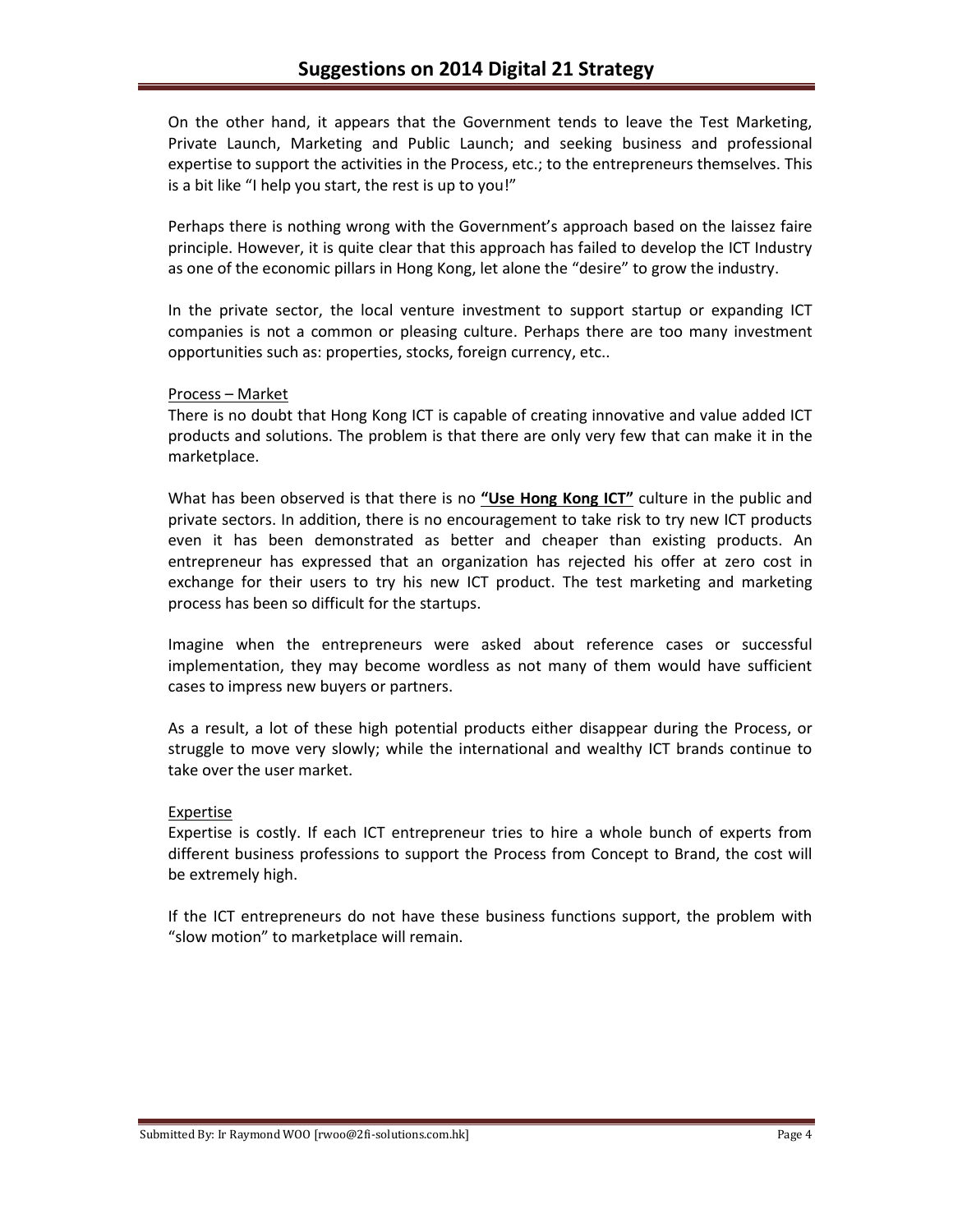On the other hand, it appears that the Government tends to leave the Test Marketing, Private Launch, Marketing and Public Launch; and seeking business and professional expertise to support the activities in the Process, etc.; to the entrepreneurs themselves. This is a bit like "I help you start, the rest is up to you!"

Perhaps there is nothing wrong with the Government's approach based on the laissez faire principle. However, it is quite clear that this approach has failed to develop the ICT Industry as one of the economic pillars in Hong Kong, let alone the "desire" to grow the industry.

In the private sector, the local venture investment to support startup or expanding ICT companies is not a common or pleasing culture. Perhaps there are too many investment opportunities such as: properties, stocks, foreign currency, etc..

<u>Process – Market</u>

There is no doubt that Hong Kong ICT is capable of creating innovative and value added ICT products and solutions. The problem is that there are only very few that can make it in the marketplace.

What has been observed is that there is no **<u>"Use Hong Kong ICT"</u>** culture in the public and private sectors. In addition, there is no encouragement to take risk to try new ICT products even it has been demonstrated as better and cheaper than existing products. An entrepreneur has expressed that an organization has rejected his offer at zero cost in exchange for their users to try his new ICT product. The test marketing and marketing process has been so difficult for the startups.

Imagine when the entrepreneurs were asked about reference cases or successful implementation, they may become wordless as not many of them would have sufficient cases to impress new buyers or partners.

As a result, a lot of these high potential products either disappear during the Process, or struggle to move very slowly; while the international and wealthy ICT brands continue to take over the user market.

<u>Expertise</u>

Expertise is costly. If each ICT entrepreneur tries to hire a whole bunch of experts from different business professions to support the Process from Concept to Brand, the cost will be extremely high.

If the ICT entrepreneurs do not have these business functions support, the problem with "slow motion" to marketplace will remain.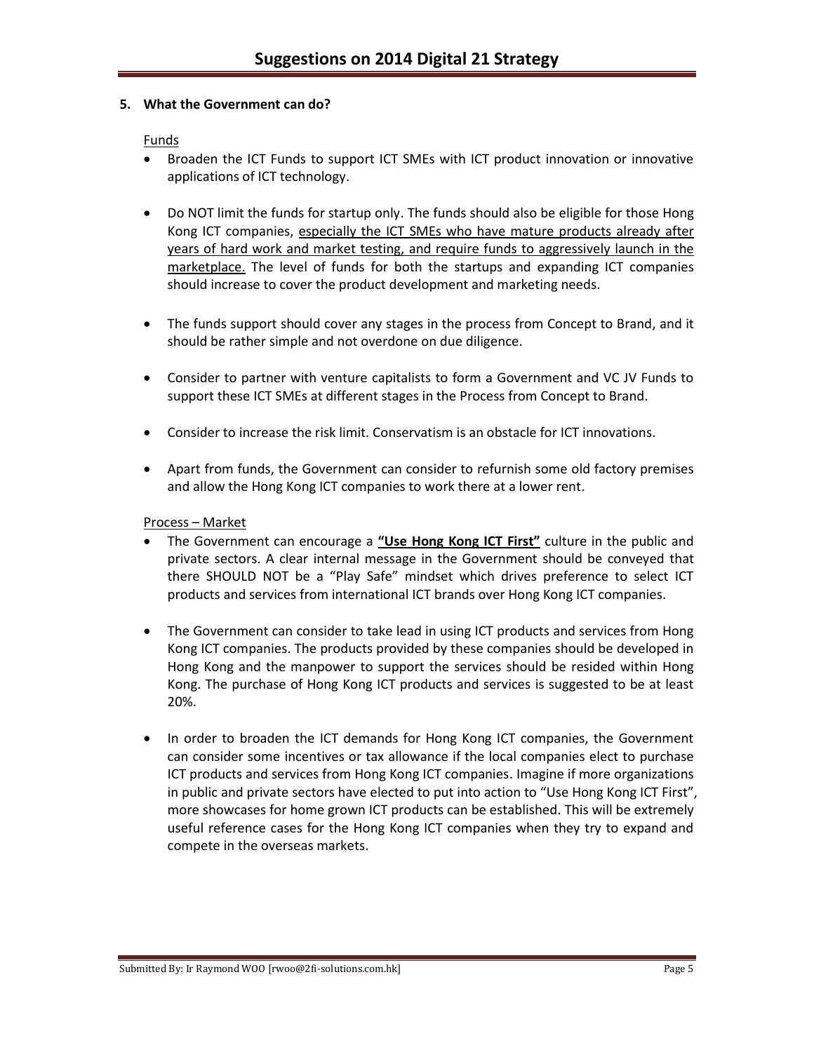## 5. What the Government can do?

Funds

- Broaden the ICT Funds to support ICT SMEs with ICT product innovation or innovative applications of ICT technology.
- Do NOT limit the funds for startup only. The funds should also be eligible for those Hong Kong ICT companies, <u>especially the ICT SMEs who have mature products already after years of hard work and market testing, and require funds to aggressively launch in the marketplace.</u> The level of funds for both the startups and expanding ICT companies should increase to cover the product development and marketing needs.
- The funds support should cover any stages in the process from Concept to Brand, and it should be rather simple and not overdone on due diligence.
- Consider to partner with venture capitalists to form a Government and VC JV Funds to support these ICT SMEs at different stages in the Process from Concept to Brand.
- Consider to increase the risk limit. Conservatism is an obstacle for ICT innovations.
- Apart from funds, the Government can consider to refurnish some old factory premises and allow the Hong Kong ICT companies to work there at a lower rent.

Process – Market

- The Government can encourage a **<u>"Use Hong Kong ICT First"</u>** culture in the public and private sectors. A clear internal message in the Government should be conveyed that there SHOULD NOT be a "Play Safe" mindset which drives preference to select ICT products and services from international ICT brands over Hong Kong ICT companies.
- The Government can consider to take lead in using ICT products and services from Hong Kong ICT companies. The products provided by these companies should be developed in Hong Kong and the manpower to support the services should be resided within Hong Kong. The purchase of Hong Kong ICT products and services is suggested to be at least 20%.
- In order to broaden the ICT demands for Hong Kong ICT companies, the Government can consider some incentives or tax allowance if the local companies elect to purchase ICT products and services from Hong Kong ICT companies. Imagine if more organizations in public and private sectors have elected to put into action to "Use Hong Kong ICT First", more showcases for home grown ICT products can be established. This will be extremely useful reference cases for the Hong Kong ICT companies when they try to expand and compete in the overseas markets.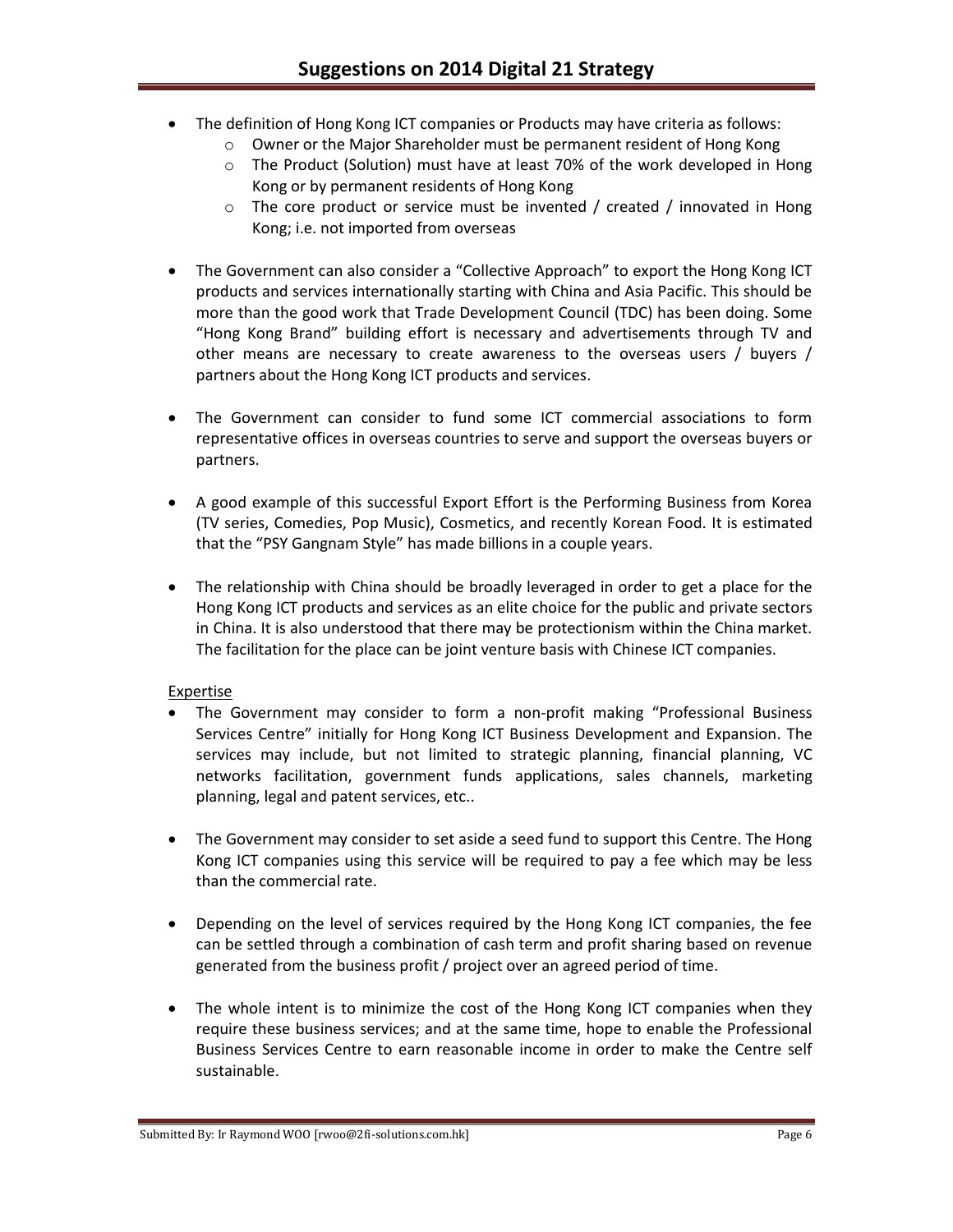- The definition of Hong Kong ICT companies or Products may have criteria as follows:
    - Owner or the Major Shareholder must be permanent resident of Hong Kong
    - The Product (Solution) must have at least 70% of the work developed in Hong Kong or by permanent residents of Hong Kong
    - The core product or service must be invented / created / innovated in Hong Kong; i.e. not imported from overseas

- The Government can also consider a "Collective Approach" to export the Hong Kong ICT products and services internationally starting with China and Asia Pacific. This should be more than the good work that Trade Development Council (TDC) has been doing. Some "Hong Kong Brand" building effort is necessary and advertisements through TV and other means are necessary to create awareness to the overseas users / buyers / partners about the Hong Kong ICT products and services.

- The Government can consider to fund some ICT commercial associations to form representative offices in overseas countries to serve and support the overseas buyers or partners.

- A good example of this successful Export Effort is the Performing Business from Korea (TV series, Comedies, Pop Music), Cosmetics, and recently Korean Food. It is estimated that the "PSY Gangnam Style" has made billions in a couple years.

- The relationship with China should be broadly leveraged in order to get a place for the Hong Kong ICT products and services as an elite choice for the public and private sectors in China. It is also understood that there may be protectionism within the China market. The facilitation for the place can be joint venture basis with Chinese ICT companies.

<u>Expertise</u>

- The Government may consider to form a non-profit making "Professional Business Services Centre" initially for Hong Kong ICT Business Development and Expansion. The services may include, but not limited to strategic planning, financial planning, VC networks facilitation, government funds applications, sales channels, marketing planning, legal and patent services, etc..

- The Government may consider to set aside a seed fund to support this Centre. The Hong Kong ICT companies using this service will be required to pay a fee which may be less than the commercial rate.

- Depending on the level of services required by the Hong Kong ICT companies, the fee can be settled through a combination of cash term and profit sharing based on revenue generated from the business profit / project over an agreed period of time.

- The whole intent is to minimize the cost of the Hong Kong ICT companies when they require these business services; and at the same time, hope to enable the Professional Business Services Centre to earn reasonable income in order to make the Centre self sustainable.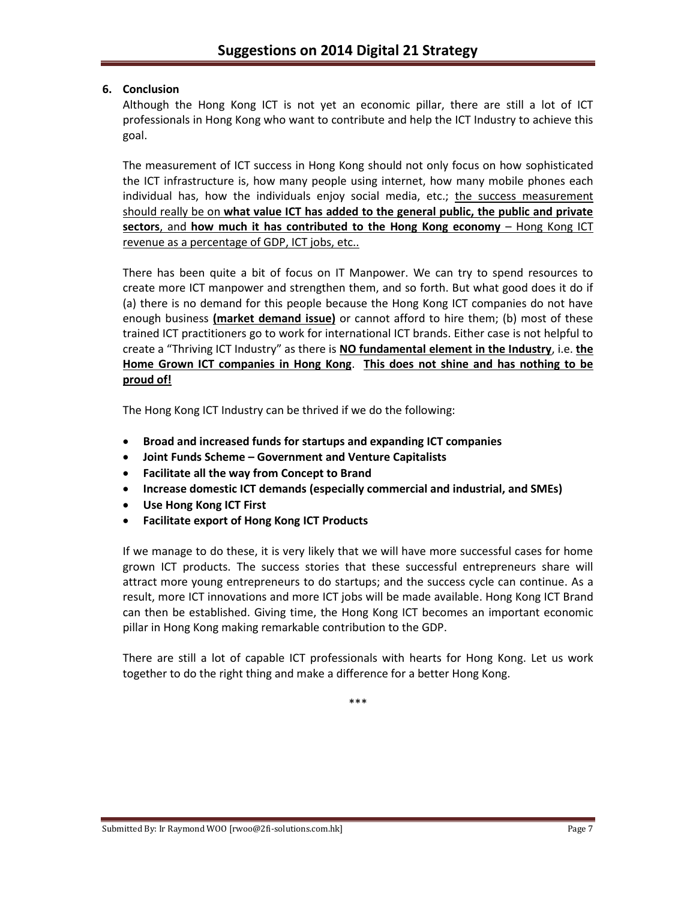## 6. Conclusion

Although the Hong Kong ICT is not yet an economic pillar, there are still a lot of ICT professionals in Hong Kong who want to contribute and help the ICT Industry to achieve this goal.

The measurement of ICT success in Hong Kong should not only focus on how sophisticated the ICT infrastructure is, how many people using internet, how many mobile phones each individual has, how the individuals enjoy social media, etc.; the success measurement should really be on **what value ICT has added to the general public, the public and private sectors**, and **how much it has contributed to the Hong Kong economy** – Hong Kong ICT revenue as a percentage of GDP, ICT jobs, etc..

There has been quite a bit of focus on IT Manpower. We can try to spend resources to create more ICT manpower and strengthen them, and so forth. But what good does it do if (a) there is no demand for this people because the Hong Kong ICT companies do not have enough business **(market demand issue)** or cannot afford to hire them; (b) most of these trained ICT practitioners go to work for international ICT brands. Either case is not helpful to create a "Thriving ICT Industry" as there is **NO fundamental element in the Industry**, i.e. **the Home Grown ICT companies in Hong Kong**. **This does not shine and has nothing to be proud of!**

The Hong Kong ICT Industry can be thrived if we do the following:

- **Broad and increased funds for startups and expanding ICT companies**
- **Joint Funds Scheme – Government and Venture Capitalists**
- **Facilitate all the way from Concept to Brand**
- **Increase domestic ICT demands (especially commercial and industrial, and SMEs)**
- **Use Hong Kong ICT First**
- **Facilitate export of Hong Kong ICT Products**

If we manage to do these, it is very likely that we will have more successful cases for home grown ICT products. The success stories that these successful entrepreneurs share will attract more young entrepreneurs to do startups; and the success cycle can continue. As a result, more ICT innovations and more ICT jobs will be made available. Hong Kong ICT Brand can then be established. Giving time, the Hong Kong ICT becomes an important economic pillar in Hong Kong making remarkable contribution to the GDP.

There are still a lot of capable ICT professionals with hearts for Hong Kong. Let us work together to do the right thing and make a difference for a better Hong Kong.

***